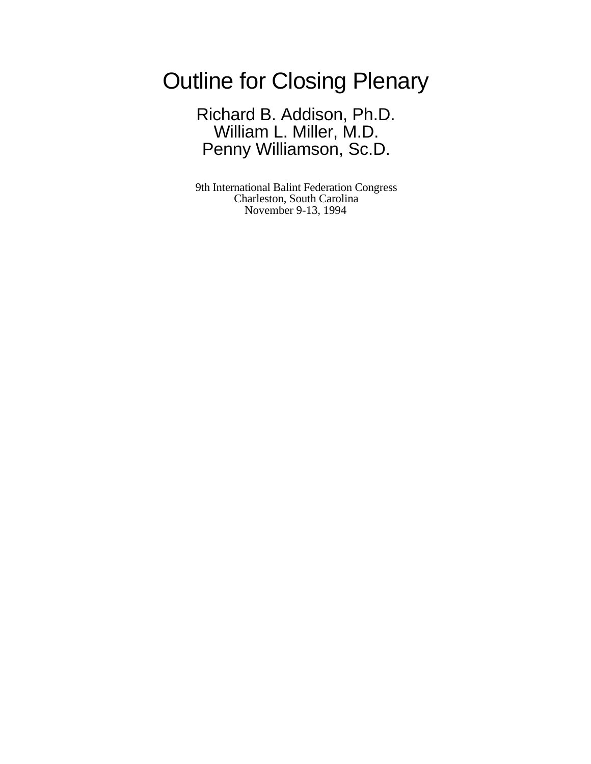# Outline for Closing Plenary

Richard B. Addison, Ph.D.
William L. Miller, M.D.
Penny Williamson, Sc.D.

9th International Balint Federation Congress
Charleston, South Carolina
November 9-13, 1994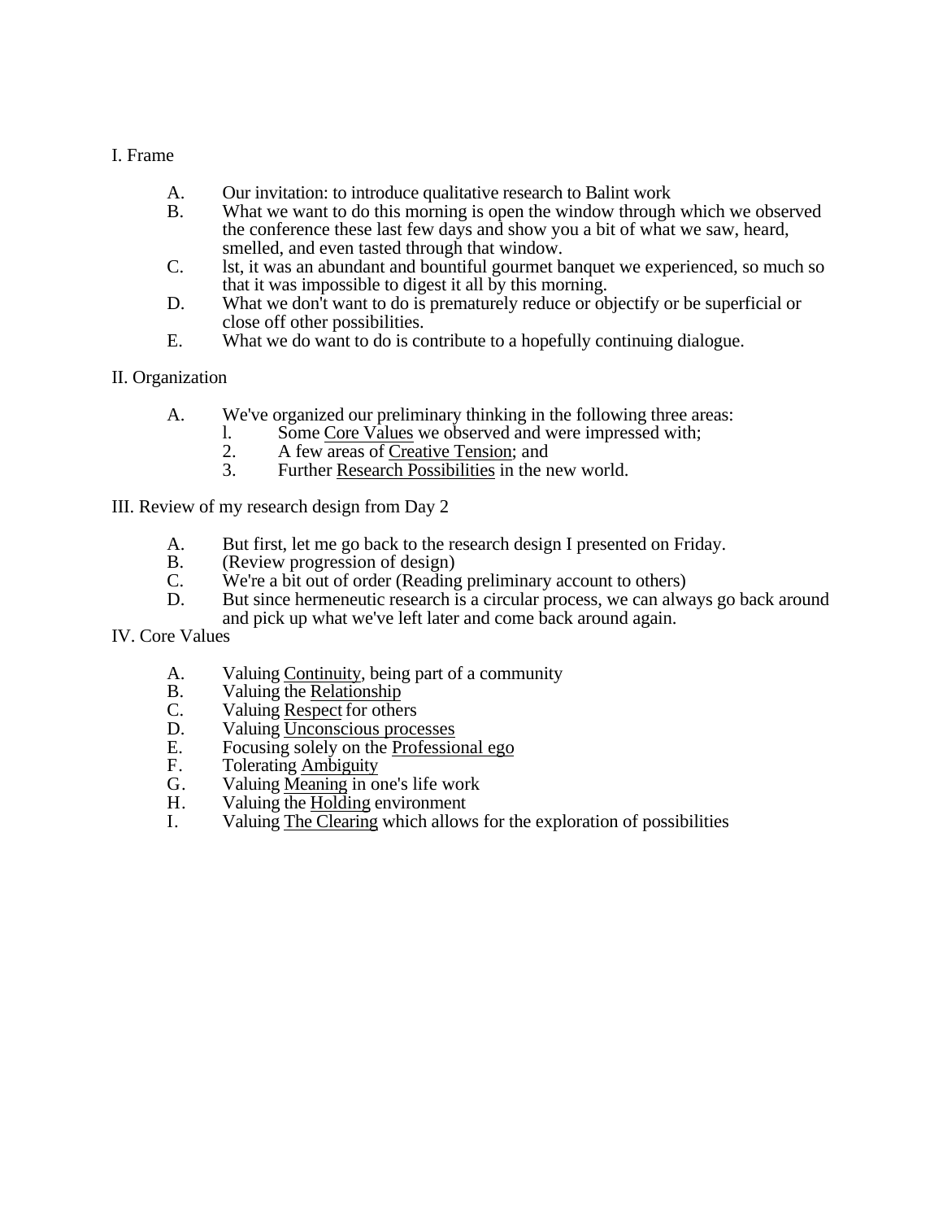I. Frame

A. Our invitation: to introduce qualitative research to Balint work
B. What we want to do this morning is open the window through which we observed the conference these last few days and show you a bit of what we saw, heard, smelled, and even tasted through that window.
C. lst, it was an abundant and bountiful gourmet banquet we experienced, so much so that it was impossible to digest it all by this morning.
D. What we don't want to do is prematurely reduce or objectify or be superficial or close off other possibilities.
E. What we do want to do is contribute to a hopefully continuing dialogue.

II. Organization

A. We've organized our preliminary thinking in the following three areas:
  l. Some <u>Core Values</u> we observed and were impressed with;
  2. A few areas of <u>Creative Tension</u>; and
  3. Further <u>Research Possibilities</u> in the new world.

III. Review of my research design from Day 2

A. But first, let me go back to the research design I presented on Friday.
B. (Review progression of design)
C. We're a bit out of order (Reading preliminary account to others)
D. But since hermeneutic research is a circular process, we can always go back around and pick up what we've left later and come back around again.

IV. Core Values

A. Valuing <u>Continuity</u>, being part of a community
B. Valuing the <u>Relationship</u>
C. Valuing <u>Respect</u> for others
D. Valuing <u>Unconscious processes</u>
E. Focusing solely on the <u>Professional ego</u>
F. Tolerating <u>Ambiguity</u>
G. Valuing <u>Meaning</u> in one's life work
H. Valuing the <u>Holding</u> environment
I. Valuing <u>The Clearing</u> which allows for the exploration of possibilities